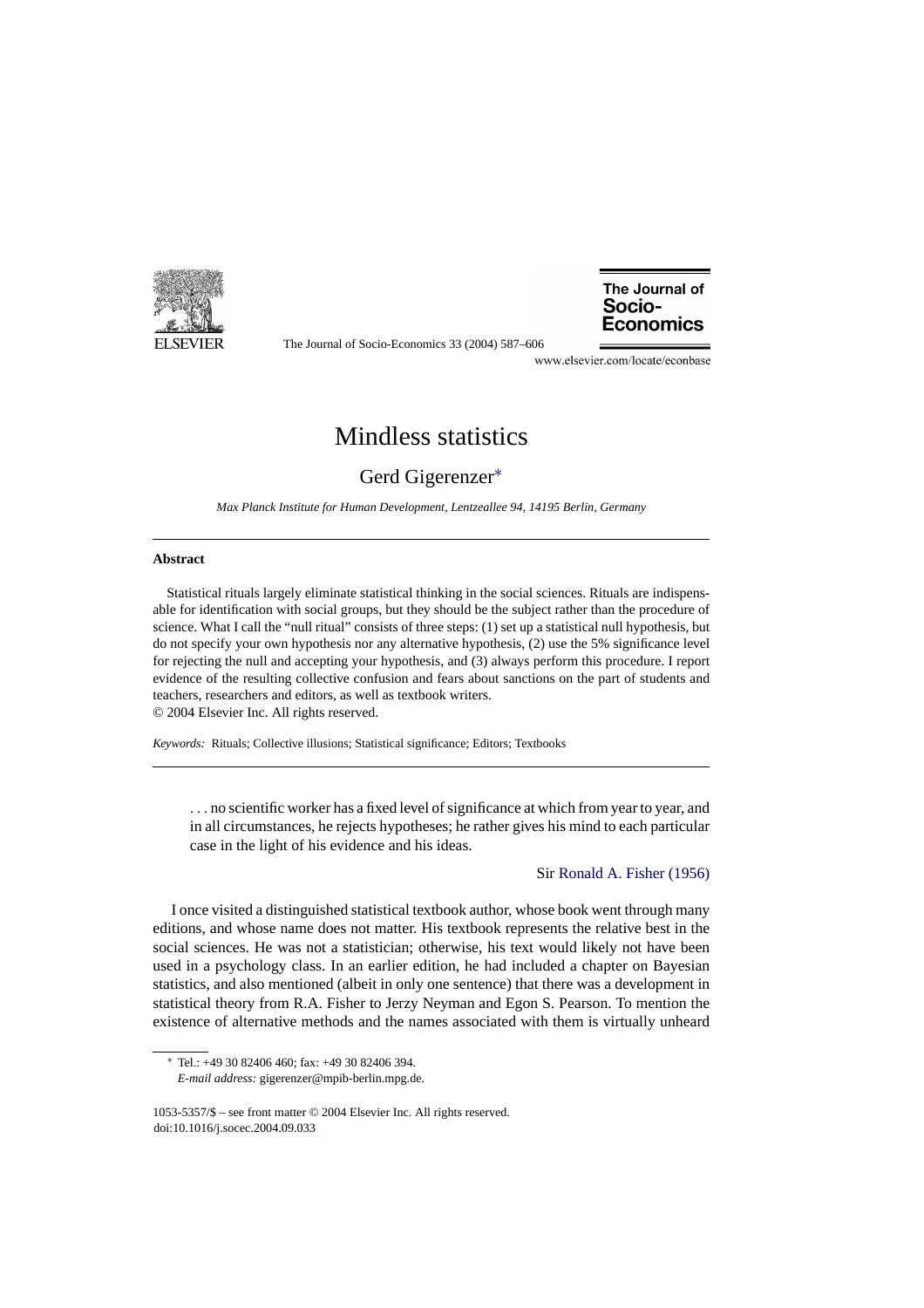# Mindless statistics

Gerd Gigerenzer*

*Max Planck Institute for Human Development, Lentzeallee 94, 14195 Berlin, Germany*

---

**Abstract**

Statistical rituals largely eliminate statistical thinking in the social sciences. Rituals are indispensable for identification with social groups, but they should be the subject rather than the procedure of science. What I call the "null ritual" consists of three steps: (1) set up a statistical null hypothesis, but do not specify your own hypothesis nor any alternative hypothesis, (2) use the 5% significance level for rejecting the null and accepting your hypothesis, and (3) always perform this procedure. I report evidence of the resulting collective confusion and fears about sanctions on the part of students and teachers, researchers and editors, as well as textbook writers.
© 2004 Elsevier Inc. All rights reserved.

*Keywords:* Rituals; Collective illusions; Statistical significance; Editors; Textbooks

---

> . . . no scientific worker has a fixed level of significance at which from year to year, and in all circumstances, he rejects hypotheses; he rather gives his mind to each particular case in the light of his evidence and his ideas.
>
> Sir Ronald A. Fisher (1956)

I once visited a distinguished statistical textbook author, whose book went through many editions, and whose name does not matter. His textbook represents the relative best in the social sciences. He was not a statistician; otherwise, his text would likely not have been used in a psychology class. In an earlier edition, he had included a chapter on Bayesian statistics, and also mentioned (albeit in only one sentence) that there was a development in statistical theory from R.A. Fisher to Jerzy Neyman and Egon S. Pearson. To mention the existence of alternative methods and the names associated with them is virtually unheard

---

* Tel.: +49 30 82406 460; fax: +49 30 82406 394.
*E-mail address:* gigerenzer@mpib-berlin.mpg.de.

1053-5357/$ – see front matter © 2004 Elsevier Inc. All rights reserved.
doi:10.1016/j.socec.2004.09.033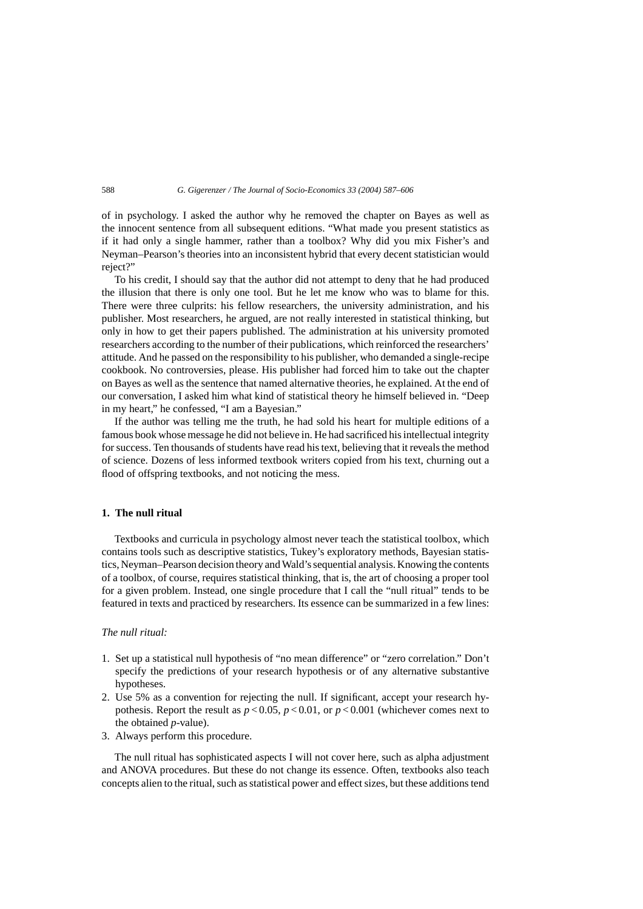of in psychology. I asked the author why he removed the chapter on Bayes as well as the innocent sentence from all subsequent editions. "What made you present statistics as if it had only a single hammer, rather than a toolbox? Why did you mix Fisher's and Neyman–Pearson's theories into an inconsistent hybrid that every decent statistician would reject?"

To his credit, I should say that the author did not attempt to deny that he had produced the illusion that there is only one tool. But he let me know who was to blame for this. There were three culprits: his fellow researchers, the university administration, and his publisher. Most researchers, he argued, are not really interested in statistical thinking, but only in how to get their papers published. The administration at his university promoted researchers according to the number of their publications, which reinforced the researchers' attitude. And he passed on the responsibility to his publisher, who demanded a single-recipe cookbook. No controversies, please. His publisher had forced him to take out the chapter on Bayes as well as the sentence that named alternative theories, he explained. At the end of our conversation, I asked him what kind of statistical theory he himself believed in. "Deep in my heart," he confessed, "I am a Bayesian."

If the author was telling me the truth, he had sold his heart for multiple editions of a famous book whose message he did not believe in. He had sacrificed his intellectual integrity for success. Ten thousands of students have read his text, believing that it reveals the method of science. Dozens of less informed textbook writers copied from his text, churning out a flood of offspring textbooks, and not noticing the mess.

## 1. The null ritual

Textbooks and curricula in psychology almost never teach the statistical toolbox, which contains tools such as descriptive statistics, Tukey's exploratory methods, Bayesian statistics, Neyman–Pearson decision theory and Wald's sequential analysis. Knowing the contents of a toolbox, of course, requires statistical thinking, that is, the art of choosing a proper tool for a given problem. Instead, one single procedure that I call the "null ritual" tends to be featured in texts and practiced by researchers. Its essence can be summarized in a few lines:

*The null ritual:*

1. Set up a statistical null hypothesis of "no mean difference" or "zero correlation." Don't specify the predictions of your research hypothesis or of any alternative substantive hypotheses.
2. Use 5% as a convention for rejecting the null. If significant, accept your research hypothesis. Report the result as $p < 0.05$, $p < 0.01$, or $p < 0.001$ (whichever comes next to the obtained $p$-value).
3. Always perform this procedure.

The null ritual has sophisticated aspects I will not cover here, such as alpha adjustment and ANOVA procedures. But these do not change its essence. Often, textbooks also teach concepts alien to the ritual, such as statistical power and effect sizes, but these additions tend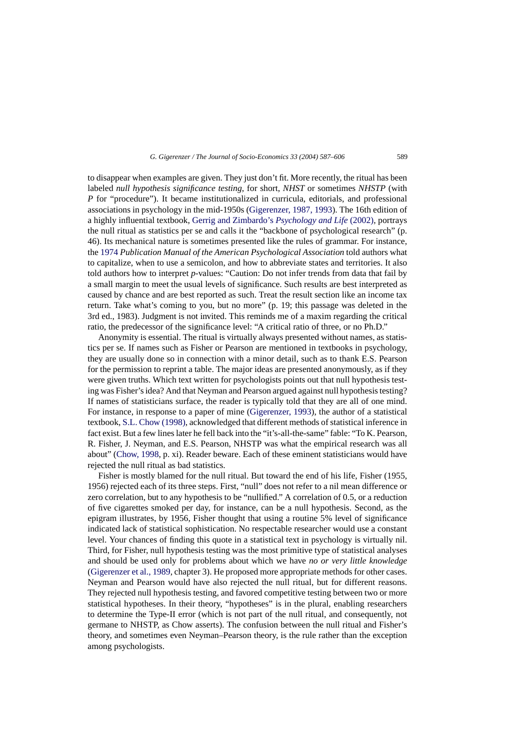to disappear when examples are given. They just don't fit. More recently, the ritual has been labeled *null hypothesis significance testing*, for short, *NHST* or sometimes *NHSTP* (with *P* for "procedure"). It became institutionalized in curricula, editorials, and professional associations in psychology in the mid-1950s (Gigerenzer, 1987, 1993). The 16th edition of a highly influential textbook, Gerrig and Zimbardo's *Psychology and Life* (2002), portrays the null ritual as statistics per se and calls it the "backbone of psychological research" (p. 46). Its mechanical nature is sometimes presented like the rules of grammar. For instance, the 1974 *Publication Manual of the American Psychological Association* told authors what to capitalize, when to use a semicolon, and how to abbreviate states and territories. It also told authors how to interpret *p*-values: "Caution: Do not infer trends from data that fail by a small margin to meet the usual levels of significance. Such results are best interpreted as caused by chance and are best reported as such. Treat the result section like an income tax return. Take what's coming to you, but no more" (p. 19; this passage was deleted in the 3rd ed., 1983). Judgment is not invited. This reminds me of a maxim regarding the critical ratio, the predecessor of the significance level: "A critical ratio of three, or no Ph.D."

Anonymity is essential. The ritual is virtually always presented without names, as statistics per se. If names such as Fisher or Pearson are mentioned in textbooks in psychology, they are usually done so in connection with a minor detail, such as to thank E.S. Pearson for the permission to reprint a table. The major ideas are presented anonymously, as if they were given truths. Which text written for psychologists points out that null hypothesis testing was Fisher's idea? And that Neyman and Pearson argued against null hypothesis testing? If names of statisticians surface, the reader is typically told that they are all of one mind. For instance, in response to a paper of mine (Gigerenzer, 1993), the author of a statistical textbook, S.L. Chow (1998), acknowledged that different methods of statistical inference in fact exist. But a few lines later he fell back into the "it's-all-the-same" fable: "To K. Pearson, R. Fisher, J. Neyman, and E.S. Pearson, NHSTP was what the empirical research was all about" (Chow, 1998, p. xi). Reader beware. Each of these eminent statisticians would have rejected the null ritual as bad statistics.

Fisher is mostly blamed for the null ritual. But toward the end of his life, Fisher (1955, 1956) rejected each of its three steps. First, "null" does not refer to a nil mean difference or zero correlation, but to any hypothesis to be "nullified." A correlation of 0.5, or a reduction of five cigarettes smoked per day, for instance, can be a null hypothesis. Second, as the epigram illustrates, by 1956, Fisher thought that using a routine 5% level of significance indicated lack of statistical sophistication. No respectable researcher would use a constant level. Your chances of finding this quote in a statistical text in psychology is virtually nil. Third, for Fisher, null hypothesis testing was the most primitive type of statistical analyses and should be used only for problems about which we have *no or very little knowledge* (Gigerenzer et al., 1989, chapter 3). He proposed more appropriate methods for other cases. Neyman and Pearson would have also rejected the null ritual, but for different reasons. They rejected null hypothesis testing, and favored competitive testing between two or more statistical hypotheses. In their theory, "hypotheses" is in the plural, enabling researchers to determine the Type-II error (which is not part of the null ritual, and consequently, not germane to NHSTP, as Chow asserts). The confusion between the null ritual and Fisher's theory, and sometimes even Neyman–Pearson theory, is the rule rather than the exception among psychologists.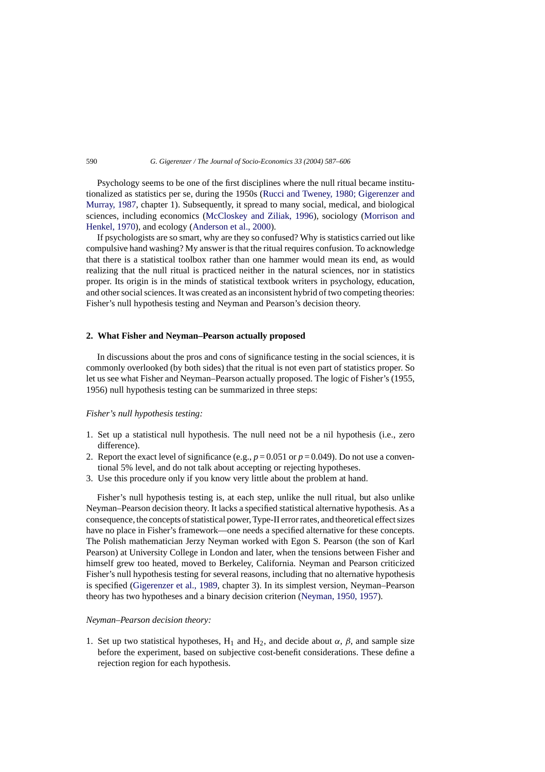Psychology seems to be one of the first disciplines where the null ritual became institutionalized as statistics per se, during the 1950s (Rucci and Tweney, 1980; Gigerenzer and Murray, 1987, chapter 1). Subsequently, it spread to many social, medical, and biological sciences, including economics (McCloskey and Ziliak, 1996), sociology (Morrison and Henkel, 1970), and ecology (Anderson et al., 2000).

If psychologists are so smart, why are they so confused? Why is statistics carried out like compulsive hand washing? My answer is that the ritual requires confusion. To acknowledge that there is a statistical toolbox rather than one hammer would mean its end, as would realizing that the null ritual is practiced neither in the natural sciences, nor in statistics proper. Its origin is in the minds of statistical textbook writers in psychology, education, and other social sciences. It was created as an inconsistent hybrid of two competing theories: Fisher's null hypothesis testing and Neyman and Pearson's decision theory.

## 2. What Fisher and Neyman–Pearson actually proposed

In discussions about the pros and cons of significance testing in the social sciences, it is commonly overlooked (by both sides) that the ritual is not even part of statistics proper. So let us see what Fisher and Neyman–Pearson actually proposed. The logic of Fisher's (1955, 1956) null hypothesis testing can be summarized in three steps:

*Fisher's null hypothesis testing:*

1. Set up a statistical null hypothesis. The null need not be a nil hypothesis (i.e., zero difference).
2. Report the exact level of significance (e.g., $p = 0.051$ or $p = 0.049$). Do not use a conventional 5% level, and do not talk about accepting or rejecting hypotheses.
3. Use this procedure only if you know very little about the problem at hand.

Fisher's null hypothesis testing is, at each step, unlike the null ritual, but also unlike Neyman–Pearson decision theory. It lacks a specified statistical alternative hypothesis. As a consequence, the concepts of statistical power, Type-II error rates, and theoretical effect sizes have no place in Fisher's framework—one needs a specified alternative for these concepts. The Polish mathematician Jerzy Neyman worked with Egon S. Pearson (the son of Karl Pearson) at University College in London and later, when the tensions between Fisher and himself grew too heated, moved to Berkeley, California. Neyman and Pearson criticized Fisher's null hypothesis testing for several reasons, including that no alternative hypothesis is specified (Gigerenzer et al., 1989, chapter 3). In its simplest version, Neyman–Pearson theory has two hypotheses and a binary decision criterion (Neyman, 1950, 1957).

*Neyman–Pearson decision theory:*

1. Set up two statistical hypotheses, $H_1$ and $H_2$, and decide about $\alpha$, $\beta$, and sample size before the experiment, based on subjective cost-benefit considerations. These define a rejection region for each hypothesis.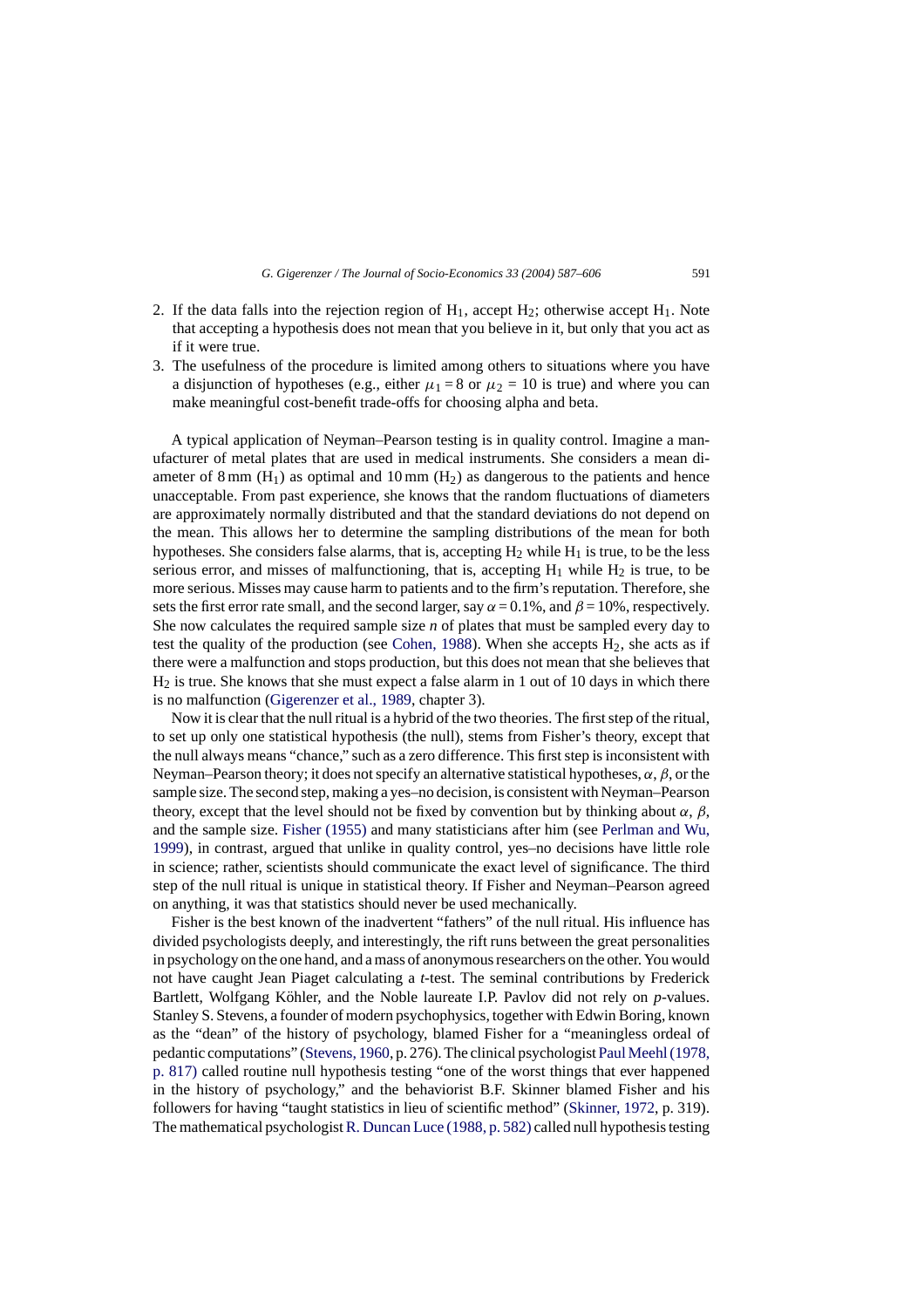2. If the data falls into the rejection region of $H_1$, accept $H_2$; otherwise accept $H_1$. Note that accepting a hypothesis does not mean that you believe in it, but only that you act as if it were true.
3. The usefulness of the procedure is limited among others to situations where you have a disjunction of hypotheses (e.g., either $\mu_1 = 8$ or $\mu_2 = 10$ is true) and where you can make meaningful cost-benefit trade-offs for choosing alpha and beta.

A typical application of Neyman–Pearson testing is in quality control. Imagine a manufacturer of metal plates that are used in medical instruments. She considers a mean diameter of 8 mm ($H_1$) as optimal and 10 mm ($H_2$) as dangerous to the patients and hence unacceptable. From past experience, she knows that the random fluctuations of diameters are approximately normally distributed and that the standard deviations do not depend on the mean. This allows her to determine the sampling distributions of the mean for both hypotheses. She considers false alarms, that is, accepting $H_2$ while $H_1$ is true, to be the less serious error, and misses of malfunctioning, that is, accepting $H_1$ while $H_2$ is true, to be more serious. Misses may cause harm to patients and to the firm's reputation. Therefore, she sets the first error rate small, and the second larger, say $\alpha = 0.1\%$, and $\beta = 10\%$, respectively. She now calculates the required sample size *n* of plates that must be sampled every day to test the quality of the production (see Cohen, 1988). When she accepts $H_2$, she acts as if there were a malfunction and stops production, but this does not mean that she believes that $H_2$ is true. She knows that she must expect a false alarm in 1 out of 10 days in which there is no malfunction (Gigerenzer et al., 1989, chapter 3).

Now it is clear that the null ritual is a hybrid of the two theories. The first step of the ritual, to set up only one statistical hypothesis (the null), stems from Fisher's theory, except that the null always means "chance," such as a zero difference. This first step is inconsistent with Neyman–Pearson theory; it does not specify an alternative statistical hypotheses, $\alpha$, $\beta$, or the sample size. The second step, making a yes–no decision, is consistent with Neyman–Pearson theory, except that the level should not be fixed by convention but by thinking about $\alpha$, $\beta$, and the sample size. Fisher (1955) and many statisticians after him (see Perlman and Wu, 1999), in contrast, argued that unlike in quality control, yes–no decisions have little role in science; rather, scientists should communicate the exact level of significance. The third step of the null ritual is unique in statistical theory. If Fisher and Neyman–Pearson agreed on anything, it was that statistics should never be used mechanically.

Fisher is the best known of the inadvertent "fathers" of the null ritual. His influence has divided psychologists deeply, and interestingly, the rift runs between the great personalities in psychology on the one hand, and a mass of anonymous researchers on the other. You would not have caught Jean Piaget calculating a *t*-test. The seminal contributions by Frederick Bartlett, Wolfgang Köhler, and the Noble laureate I.P. Pavlov did not rely on *p*-values. Stanley S. Stevens, a founder of modern psychophysics, together with Edwin Boring, known as the "dean" of the history of psychology, blamed Fisher for a "meaningless ordeal of pedantic computations" (Stevens, 1960, p. 276). The clinical psychologist Paul Meehl (1978, p. 817) called routine null hypothesis testing "one of the worst things that ever happened in the history of psychology," and the behaviorist B.F. Skinner blamed Fisher and his followers for having "taught statistics in lieu of scientific method" (Skinner, 1972, p. 319). The mathematical psychologist R. Duncan Luce (1988, p. 582) called null hypothesis testing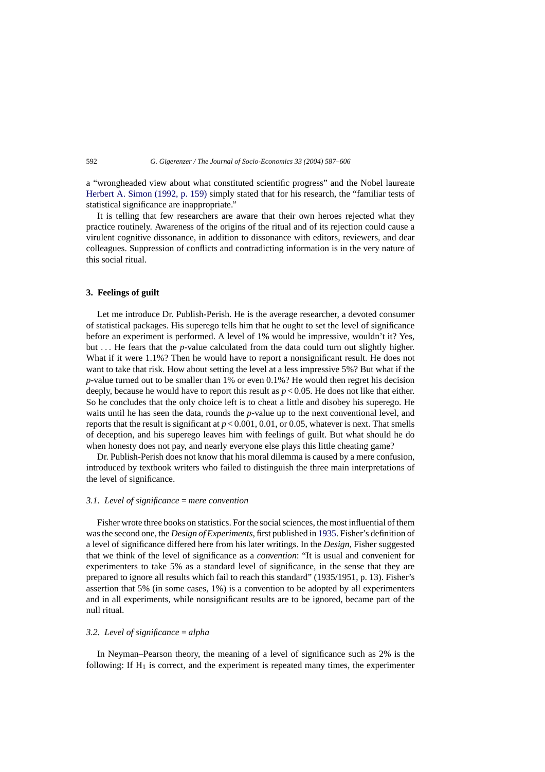a "wrongheaded view about what constituted scientific progress" and the Nobel laureate Herbert A. Simon (1992, p. 159) simply stated that for his research, the "familiar tests of statistical significance are inappropriate."

It is telling that few researchers are aware that their own heroes rejected what they practice routinely. Awareness of the origins of the ritual and of its rejection could cause a virulent cognitive dissonance, in addition to dissonance with editors, reviewers, and dear colleagues. Suppression of conflicts and contradicting information is in the very nature of this social ritual.

## 3. Feelings of guilt

Let me introduce Dr. Publish-Perish. He is the average researcher, a devoted consumer of statistical packages. His superego tells him that he ought to set the level of significance before an experiment is performed. A level of 1% would be impressive, wouldn't it? Yes, but ... He fears that the *p*-value calculated from the data could turn out slightly higher. What if it were 1.1%? Then he would have to report a nonsignificant result. He does not want to take that risk. How about setting the level at a less impressive 5%? But what if the *p*-value turned out to be smaller than 1% or even 0.1%? He would then regret his decision deeply, because he would have to report this result as $p < 0.05$. He does not like that either. So he concludes that the only choice left is to cheat a little and disobey his superego. He waits until he has seen the data, rounds the *p*-value up to the next conventional level, and reports that the result is significant at $p < 0.001$, 0.01, or 0.05, whatever is next. That smells of deception, and his superego leaves him with feelings of guilt. But what should he do when honesty does not pay, and nearly everyone else plays this little cheating game?

Dr. Publish-Perish does not know that his moral dilemma is caused by a mere confusion, introduced by textbook writers who failed to distinguish the three main interpretations of the level of significance.

### *3.1. Level of significance = mere convention*

Fisher wrote three books on statistics. For the social sciences, the most influential of them was the second one, the *Design of Experiments*, first published in 1935. Fisher's definition of a level of significance differed here from his later writings. In the *Design*, Fisher suggested that we think of the level of significance as a *convention*: "It is usual and convenient for experimenters to take 5% as a standard level of significance, in the sense that they are prepared to ignore all results which fail to reach this standard" (1935/1951, p. 13). Fisher's assertion that 5% (in some cases, 1%) is a convention to be adopted by all experimenters and in all experiments, while nonsignificant results are to be ignored, became part of the null ritual.

### *3.2. Level of significance = alpha*

In Neyman–Pearson theory, the meaning of a level of significance such as 2% is the following: If $H_1$ is correct, and the experiment is repeated many times, the experimenter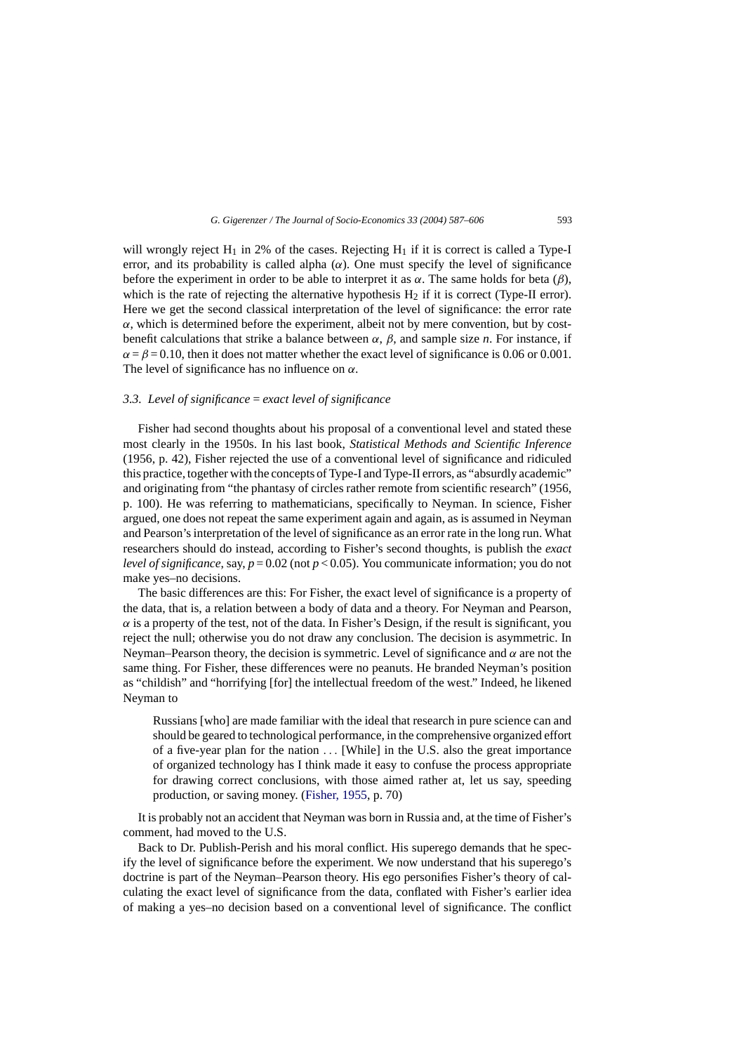will wrongly reject $H_1$ in 2% of the cases. Rejecting $H_1$ if it is correct is called a Type-I error, and its probability is called alpha ($\alpha$). One must specify the level of significance before the experiment in order to be able to interpret it as $\alpha$. The same holds for beta ($\beta$), which is the rate of rejecting the alternative hypothesis $H_2$ if it is correct (Type-II error). Here we get the second classical interpretation of the level of significance: the error rate $\alpha$, which is determined before the experiment, albeit not by mere convention, but by cost-benefit calculations that strike a balance between $\alpha$, $\beta$, and sample size $n$. For instance, if $\alpha = \beta = 0.10$, then it does not matter whether the exact level of significance is 0.06 or 0.001. The level of significance has no influence on $\alpha$.

### 3.3. *Level of significance = exact level of significance*

Fisher had second thoughts about his proposal of a conventional level and stated these most clearly in the 1950s. In his last book, *Statistical Methods and Scientific Inference* (1956, p. 42), Fisher rejected the use of a conventional level of significance and ridiculed this practice, together with the concepts of Type-I and Type-II errors, as "absurdly academic" and originating from "the phantasy of circles rather remote from scientific research" (1956, p. 100). He was referring to mathematicians, specifically to Neyman. In science, Fisher argued, one does not repeat the same experiment again and again, as is assumed in Neyman and Pearson's interpretation of the level of significance as an error rate in the long run. What researchers should do instead, according to Fisher's second thoughts, is publish the *exact level of significance*, say, $p = 0.02$ (not $p < 0.05$). You communicate information; you do not make yes–no decisions.

The basic differences are this: For Fisher, the exact level of significance is a property of the data, that is, a relation between a body of data and a theory. For Neyman and Pearson, $\alpha$ is a property of the test, not of the data. In Fisher's Design, if the result is significant, you reject the null; otherwise you do not draw any conclusion. The decision is asymmetric. In Neyman–Pearson theory, the decision is symmetric. Level of significance and $\alpha$ are not the same thing. For Fisher, these differences were no peanuts. He branded Neyman's position as "childish" and "horrifying [for] the intellectual freedom of the west." Indeed, he likened Neyman to

> Russians [who] are made familiar with the ideal that research in pure science can and should be geared to technological performance, in the comprehensive organized effort of a five-year plan for the nation ... [While] in the U.S. also the great importance of organized technology has I think made it easy to confuse the process appropriate for drawing correct conclusions, with those aimed rather at, let us say, speeding production, or saving money. (Fisher, 1955, p. 70)

It is probably not an accident that Neyman was born in Russia and, at the time of Fisher's comment, had moved to the U.S.

Back to Dr. Publish-Perish and his moral conflict. His superego demands that he specify the level of significance before the experiment. We now understand that his superego's doctrine is part of the Neyman–Pearson theory. His ego personifies Fisher's theory of calculating the exact level of significance from the data, conflated with Fisher's earlier idea of making a yes–no decision based on a conventional level of significance. The conflict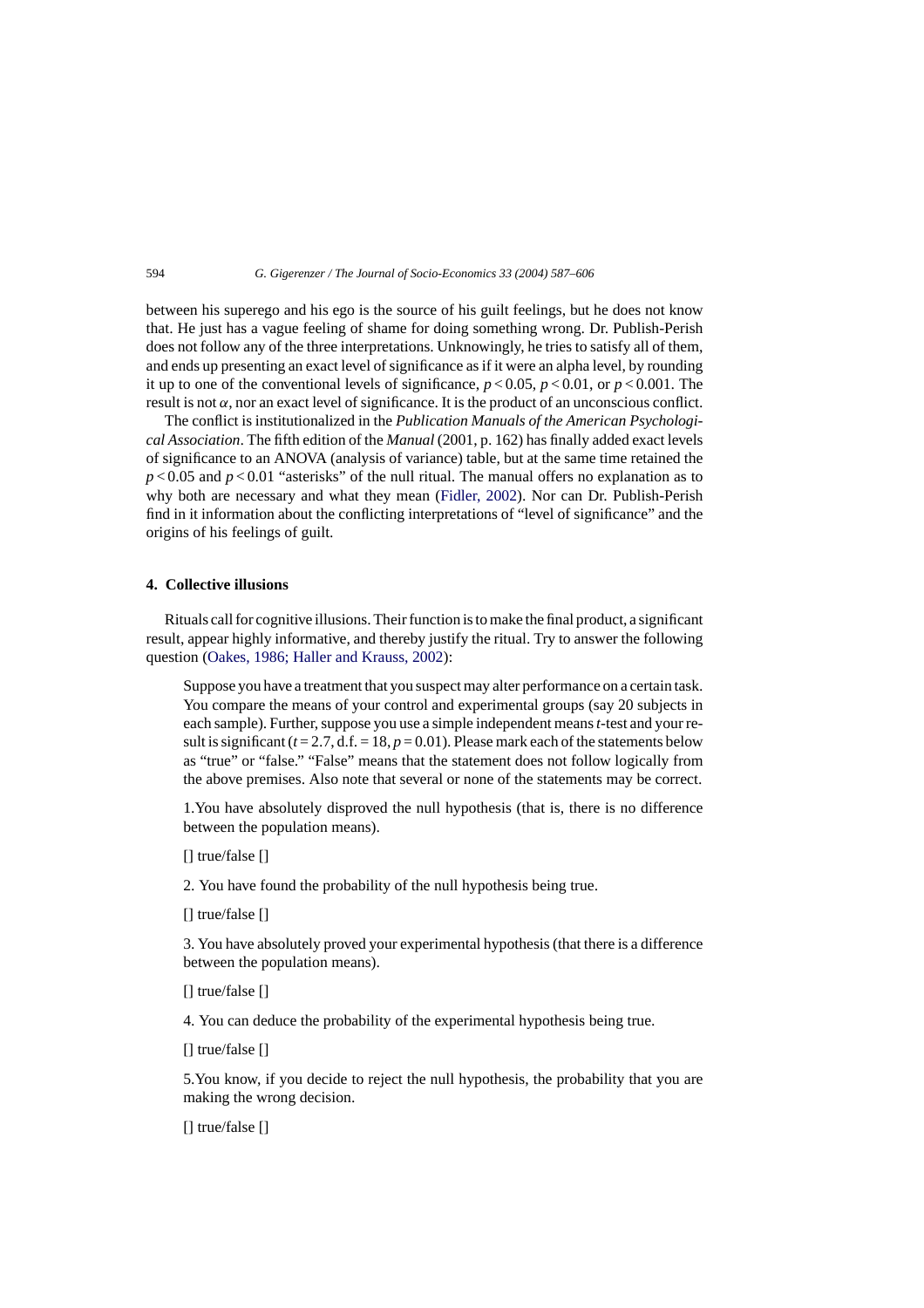between his superego and his ego is the source of his guilt feelings, but he does not know that. He just has a vague feeling of shame for doing something wrong. Dr. Publish-Perish does not follow any of the three interpretations. Unknowingly, he tries to satisfy all of them, and ends up presenting an exact level of significance as if it were an alpha level, by rounding it up to one of the conventional levels of significance, $p < 0.05$, $p < 0.01$, or $p < 0.001$. The result is not $\alpha$, nor an exact level of significance. It is the product of an unconscious conflict.

The conflict is institutionalized in the *Publication Manuals of the American Psychological Association*. The fifth edition of the *Manual* (2001, p. 162) has finally added exact levels of significance to an ANOVA (analysis of variance) table, but at the same time retained the $p < 0.05$ and $p < 0.01$ "asterisks" of the null ritual. The manual offers no explanation as to why both are necessary and what they mean (Fidler, 2002). Nor can Dr. Publish-Perish find in it information about the conflicting interpretations of "level of significance" and the origins of his feelings of guilt.

## 4. Collective illusions

Rituals call for cognitive illusions. Their function is to make the final product, a significant result, appear highly informative, and thereby justify the ritual. Try to answer the following question (Oakes, 1986; Haller and Krauss, 2002):

> Suppose you have a treatment that you suspect may alter performance on a certain task. You compare the means of your control and experimental groups (say 20 subjects in each sample). Further, suppose you use a simple independent means $t$-test and your result is significant ($t = 2.7$, d.f. = 18, $p = 0.01$). Please mark each of the statements below as "true" or "false." "False" means that the statement does not follow logically from the above premises. Also note that several or none of the statements may be correct.
>
> 1.You have absolutely disproved the null hypothesis (that is, there is no difference between the population means).
>
> [] true/false []
>
> 2. You have found the probability of the null hypothesis being true.
>
> [] true/false []
>
> 3. You have absolutely proved your experimental hypothesis (that there is a difference between the population means).
>
> [] true/false []
>
> 4. You can deduce the probability of the experimental hypothesis being true.
>
> [] true/false []
>
> 5.You know, if you decide to reject the null hypothesis, the probability that you are making the wrong decision.
>
> [] true/false []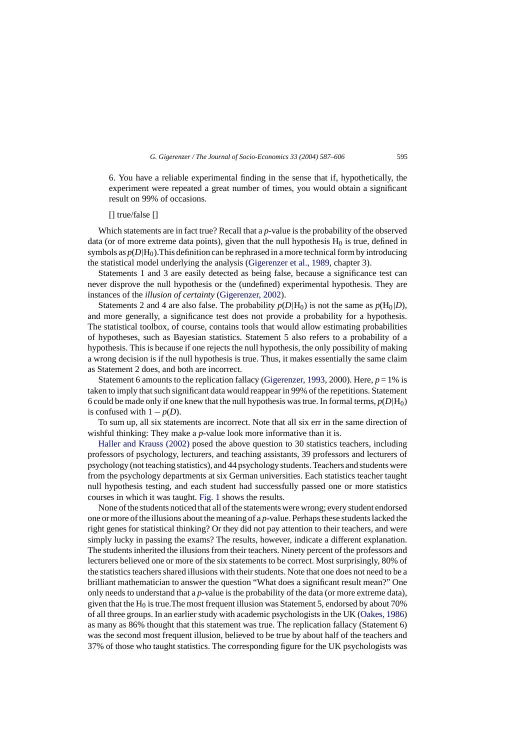6. You have a reliable experimental finding in the sense that if, hypothetically, the experiment were repeated a great number of times, you would obtain a significant result on 99% of occasions.

[] true/false []

Which statements are in fact true? Recall that a *p*-value is the probability of the observed data (or of more extreme data points), given that the null hypothesis $H_0$ is true, defined in symbols as $p(D|H_0)$. This definition can be rephrased in a more technical form by introducing the statistical model underlying the analysis (Gigerenzer et al., 1989, chapter 3).

Statements 1 and 3 are easily detected as being false, because a significance test can never disprove the null hypothesis or the (undefined) experimental hypothesis. They are instances of the *illusion of certainty* (Gigerenzer, 2002).

Statements 2 and 4 are also false. The probability $p(D|H_0)$ is not the same as $p(H_0|D)$, and more generally, a significance test does not provide a probability for a hypothesis. The statistical toolbox, of course, contains tools that would allow estimating probabilities of hypotheses, such as Bayesian statistics. Statement 5 also refers to a probability of a hypothesis. This is because if one rejects the null hypothesis, the only possibility of making a wrong decision is if the null hypothesis is true. Thus, it makes essentially the same claim as Statement 2 does, and both are incorrect.

Statement 6 amounts to the replication fallacy (Gigerenzer, 1993, 2000). Here, $p = 1\%$ is taken to imply that such significant data would reappear in 99% of the repetitions. Statement 6 could be made only if one knew that the null hypothesis was true. In formal terms, $p(D|H_0)$ is confused with $1 - p(D)$.

To sum up, all six statements are incorrect. Note that all six err in the same direction of wishful thinking: They make a *p*-value look more informative than it is.

Haller and Krauss (2002) posed the above question to 30 statistics teachers, including professors of psychology, lecturers, and teaching assistants, 39 professors and lecturers of psychology (not teaching statistics), and 44 psychology students. Teachers and students were from the psychology departments at six German universities. Each statistics teacher taught null hypothesis testing, and each student had successfully passed one or more statistics courses in which it was taught. Fig. 1 shows the results.

None of the students noticed that all of the statements were wrong; every student endorsed one or more of the illusions about the meaning of a *p*-value. Perhaps these students lacked the right genes for statistical thinking? Or they did not pay attention to their teachers, and were simply lucky in passing the exams? The results, however, indicate a different explanation. The students inherited the illusions from their teachers. Ninety percent of the professors and lecturers believed one or more of the six statements to be correct. Most surprisingly, 80% of the statistics teachers shared illusions with their students. Note that one does not need to be a brilliant mathematician to answer the question "What does a significant result mean?" One only needs to understand that a *p*-value is the probability of the data (or more extreme data), given that the $H_0$ is true. The most frequent illusion was Statement 5, endorsed by about 70% of all three groups. In an earlier study with academic psychologists in the UK (Oakes, 1986) as many as 86% thought that this statement was true. The replication fallacy (Statement 6) was the second most frequent illusion, believed to be true by about half of the teachers and 37% of those who taught statistics. The corresponding figure for the UK psychologists was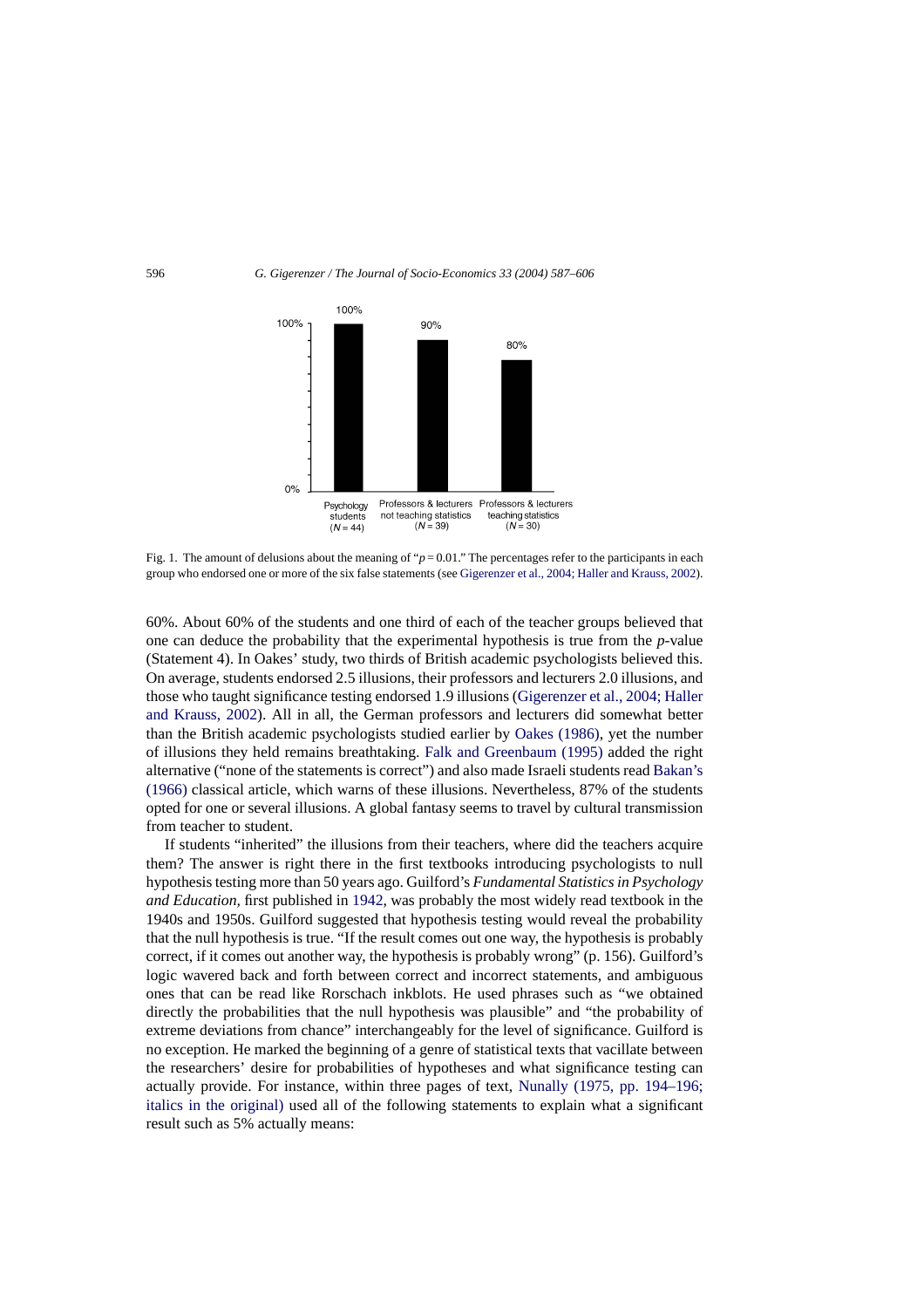Fig. 1. The amount of delusions about the meaning of "$p = 0.01$." The percentages refer to the participants in each group who endorsed one or more of the six false statements (see Gigerenzer et al., 2004; Haller and Krauss, 2002).

60%. About 60% of the students and one third of each of the teacher groups believed that one can deduce the probability that the experimental hypothesis is true from the *p*-value (Statement 4). In Oakes' study, two thirds of British academic psychologists believed this. On average, students endorsed 2.5 illusions, their professors and lecturers 2.0 illusions, and those who taught significance testing endorsed 1.9 illusions (Gigerenzer et al., 2004; Haller and Krauss, 2002). All in all, the German professors and lecturers did somewhat better than the British academic psychologists studied earlier by Oakes (1986), yet the number of illusions they held remains breathtaking. Falk and Greenbaum (1995) added the right alternative ("none of the statements is correct") and also made Israeli students read Bakan's (1966) classical article, which warns of these illusions. Nevertheless, 87% of the students opted for one or several illusions. A global fantasy seems to travel by cultural transmission from teacher to student.

If students "inherited" the illusions from their teachers, where did the teachers acquire them? The answer is right there in the first textbooks introducing psychologists to null hypothesis testing more than 50 years ago. Guilford's *Fundamental Statistics in Psychology and Education,* first published in 1942, was probably the most widely read textbook in the 1940s and 1950s. Guilford suggested that hypothesis testing would reveal the probability that the null hypothesis is true. "If the result comes out one way, the hypothesis is probably correct, if it comes out another way, the hypothesis is probably wrong" (p. 156). Guilford's logic wavered back and forth between correct and incorrect statements, and ambiguous ones that can be read like Rorschach inkblots. He used phrases such as "we obtained directly the probabilities that the null hypothesis was plausible" and "the probability of extreme deviations from chance" interchangeably for the level of significance. Guilford is no exception. He marked the beginning of a genre of statistical texts that vacillate between the researchers' desire for probabilities of hypotheses and what significance testing can actually provide. For instance, within three pages of text, Nunally (1975, pp. 194–196; italics in the original) used all of the following statements to explain what a significant result such as 5% actually means: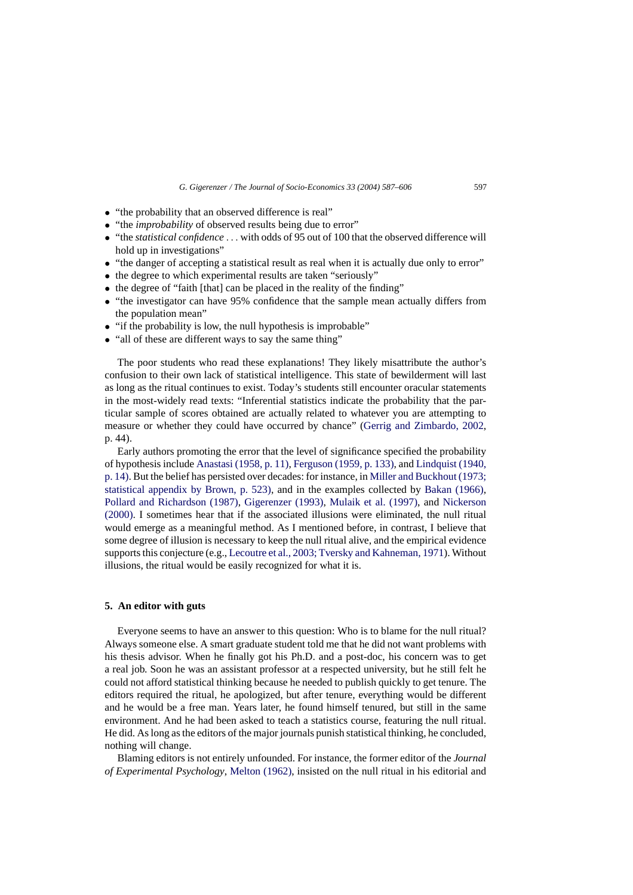- “the probability that an observed difference is real”
- “the *improbability* of observed results being due to error”
- “the *statistical confidence* . . . with odds of 95 out of 100 that the observed difference will hold up in investigations”
- “the danger of accepting a statistical result as real when it is actually due only to error”
- the degree to which experimental results are taken “seriously”
- the degree of “faith [that] can be placed in the reality of the finding”
- “the investigator can have 95% confidence that the sample mean actually differs from the population mean”
- “if the probability is low, the null hypothesis is improbable”
- “all of these are different ways to say the same thing”

The poor students who read these explanations! They likely misattribute the author’s confusion to their own lack of statistical intelligence. This state of bewilderment will last as long as the ritual continues to exist. Today’s students still encounter oracular statements in the most-widely read texts: “Inferential statistics indicate the probability that the particular sample of scores obtained are actually related to whatever you are attempting to measure or whether they could have occurred by chance” (Gerrig and Zimbardo, 2002, p. 44).

Early authors promoting the error that the level of significance specified the probability of hypothesis include Anastasi (1958, p. 11), Ferguson (1959, p. 133), and Lindquist (1940, p. 14). But the belief has persisted over decades: for instance, in Miller and Buckhout (1973; statistical appendix by Brown, p. 523), and in the examples collected by Bakan (1966), Pollard and Richardson (1987), Gigerenzer (1993), Mulaik et al. (1997), and Nickerson (2000). I sometimes hear that if the associated illusions were eliminated, the null ritual would emerge as a meaningful method. As I mentioned before, in contrast, I believe that some degree of illusion is necessary to keep the null ritual alive, and the empirical evidence supports this conjecture (e.g., Lecoutre et al., 2003; Tversky and Kahneman, 1971). Without illusions, the ritual would be easily recognized for what it is.

## 5. An editor with guts

Everyone seems to have an answer to this question: Who is to blame for the null ritual? Always someone else. A smart graduate student told me that he did not want problems with his thesis advisor. When he finally got his Ph.D. and a post-doc, his concern was to get a real job. Soon he was an assistant professor at a respected university, but he still felt he could not afford statistical thinking because he needed to publish quickly to get tenure. The editors required the ritual, he apologized, but after tenure, everything would be different and he would be a free man. Years later, he found himself tenured, but still in the same environment. And he had been asked to teach a statistics course, featuring the null ritual. He did. As long as the editors of the major journals punish statistical thinking, he concluded, nothing will change.

Blaming editors is not entirely unfounded. For instance, the former editor of the *Journal of Experimental Psychology*, Melton (1962), insisted on the null ritual in his editorial and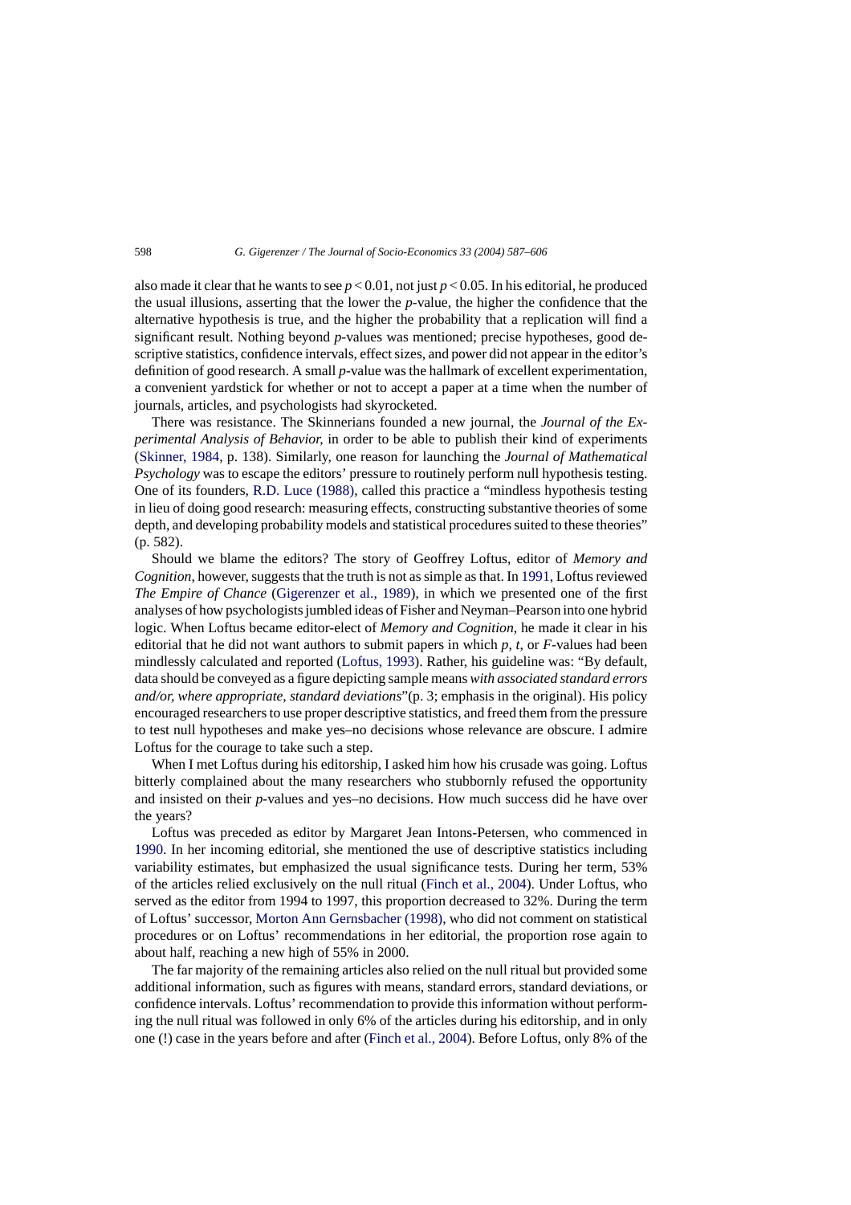also made it clear that he wants to see $p < 0.01$, not just $p < 0.05$. In his editorial, he produced the usual illusions, asserting that the lower the *p*-value, the higher the confidence that the alternative hypothesis is true, and the higher the probability that a replication will find a significant result. Nothing beyond *p*-values was mentioned; precise hypotheses, good descriptive statistics, confidence intervals, effect sizes, and power did not appear in the editor's definition of good research. A small *p*-value was the hallmark of excellent experimentation, a convenient yardstick for whether or not to accept a paper at a time when the number of journals, articles, and psychologists had skyrocketed.

There was resistance. The Skinnerians founded a new journal, the *Journal of the Experimental Analysis of Behavior*, in order to be able to publish their kind of experiments (Skinner, 1984, p. 138). Similarly, one reason for launching the *Journal of Mathematical Psychology* was to escape the editors' pressure to routinely perform null hypothesis testing. One of its founders, R.D. Luce (1988), called this practice a "mindless hypothesis testing in lieu of doing good research: measuring effects, constructing substantive theories of some depth, and developing probability models and statistical procedures suited to these theories" (p. 582).

Should we blame the editors? The story of Geoffrey Loftus, editor of *Memory and Cognition*, however, suggests that the truth is not as simple as that. In 1991, Loftus reviewed *The Empire of Chance* (Gigerenzer et al., 1989), in which we presented one of the first analyses of how psychologists jumbled ideas of Fisher and Neyman–Pearson into one hybrid logic. When Loftus became editor-elect of *Memory and Cognition*, he made it clear in his editorial that he did not want authors to submit papers in which *p*, *t*, or *F*-values had been mindlessly calculated and reported (Loftus, 1993). Rather, his guideline was: "By default, data should be conveyed as a figure depicting sample means *with associated standard errors and/or, where appropriate, standard deviations*"(p. 3; emphasis in the original). His policy encouraged researchers to use proper descriptive statistics, and freed them from the pressure to test null hypotheses and make yes–no decisions whose relevance are obscure. I admire Loftus for the courage to take such a step.

When I met Loftus during his editorship, I asked him how his crusade was going. Loftus bitterly complained about the many researchers who stubbornly refused the opportunity and insisted on their *p*-values and yes–no decisions. How much success did he have over the years?

Loftus was preceded as editor by Margaret Jean Intons-Petersen, who commenced in 1990. In her incoming editorial, she mentioned the use of descriptive statistics including variability estimates, but emphasized the usual significance tests. During her term, 53% of the articles relied exclusively on the null ritual (Finch et al., 2004). Under Loftus, who served as the editor from 1994 to 1997, this proportion decreased to 32%. During the term of Loftus' successor, Morton Ann Gernsbacher (1998), who did not comment on statistical procedures or on Loftus' recommendations in her editorial, the proportion rose again to about half, reaching a new high of 55% in 2000.

The far majority of the remaining articles also relied on the null ritual but provided some additional information, such as figures with means, standard errors, standard deviations, or confidence intervals. Loftus' recommendation to provide this information without performing the null ritual was followed in only 6% of the articles during his editorship, and in only one (!) case in the years before and after (Finch et al., 2004). Before Loftus, only 8% of the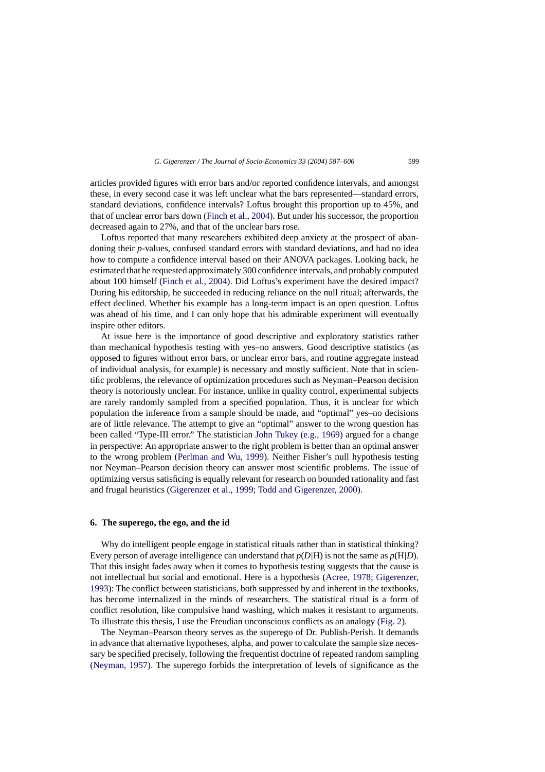articles provided figures with error bars and/or reported confidence intervals, and amongst these, in every second case it was left unclear what the bars represented—standard errors, standard deviations, confidence intervals? Loftus brought this proportion up to 45%, and that of unclear error bars down (Finch et al., 2004). But under his successor, the proportion decreased again to 27%, and that of the unclear bars rose.

Loftus reported that many researchers exhibited deep anxiety at the prospect of abandoning their *p*-values, confused standard errors with standard deviations, and had no idea how to compute a confidence interval based on their ANOVA packages. Looking back, he estimated that he requested approximately 300 confidence intervals, and probably computed about 100 himself (Finch et al., 2004). Did Loftus's experiment have the desired impact? During his editorship, he succeeded in reducing reliance on the null ritual; afterwards, the effect declined. Whether his example has a long-term impact is an open question. Loftus was ahead of his time, and I can only hope that his admirable experiment will eventually inspire other editors.

At issue here is the importance of good descriptive and exploratory statistics rather than mechanical hypothesis testing with yes–no answers. Good descriptive statistics (as opposed to figures without error bars, or unclear error bars, and routine aggregate instead of individual analysis, for example) is necessary and mostly sufficient. Note that in scientific problems, the relevance of optimization procedures such as Neyman–Pearson decision theory is notoriously unclear. For instance, unlike in quality control, experimental subjects are rarely randomly sampled from a specified population. Thus, it is unclear for which population the inference from a sample should be made, and "optimal" yes–no decisions are of little relevance. The attempt to give an "optimal" answer to the wrong question has been called "Type-III error." The statistician John Tukey (e.g., 1969) argued for a change in perspective: An appropriate answer to the right problem is better than an optimal answer to the wrong problem (Perlman and Wu, 1999). Neither Fisher's null hypothesis testing nor Neyman–Pearson decision theory can answer most scientific problems. The issue of optimizing versus satisficing is equally relevant for research on bounded rationality and fast and frugal heuristics (Gigerenzer et al., 1999; Todd and Gigerenzer, 2000).

## 6. The superego, the ego, and the id

Why do intelligent people engage in statistical rituals rather than in statistical thinking? Every person of average intelligence can understand that $p(D|H)$ is not the same as $p(H|D)$. That this insight fades away when it comes to hypothesis testing suggests that the cause is not intellectual but social and emotional. Here is a hypothesis (Acree, 1978; Gigerenzer, 1993): The conflict between statisticians, both suppressed by and inherent in the textbooks, has become internalized in the minds of researchers. The statistical ritual is a form of conflict resolution, like compulsive hand washing, which makes it resistant to arguments. To illustrate this thesis, I use the Freudian unconscious conflicts as an analogy (Fig. 2).

The Neyman–Pearson theory serves as the superego of Dr. Publish-Perish. It demands in advance that alternative hypotheses, alpha, and power to calculate the sample size necessary be specified precisely, following the frequentist doctrine of repeated random sampling (Neyman, 1957). The superego forbids the interpretation of levels of significance as the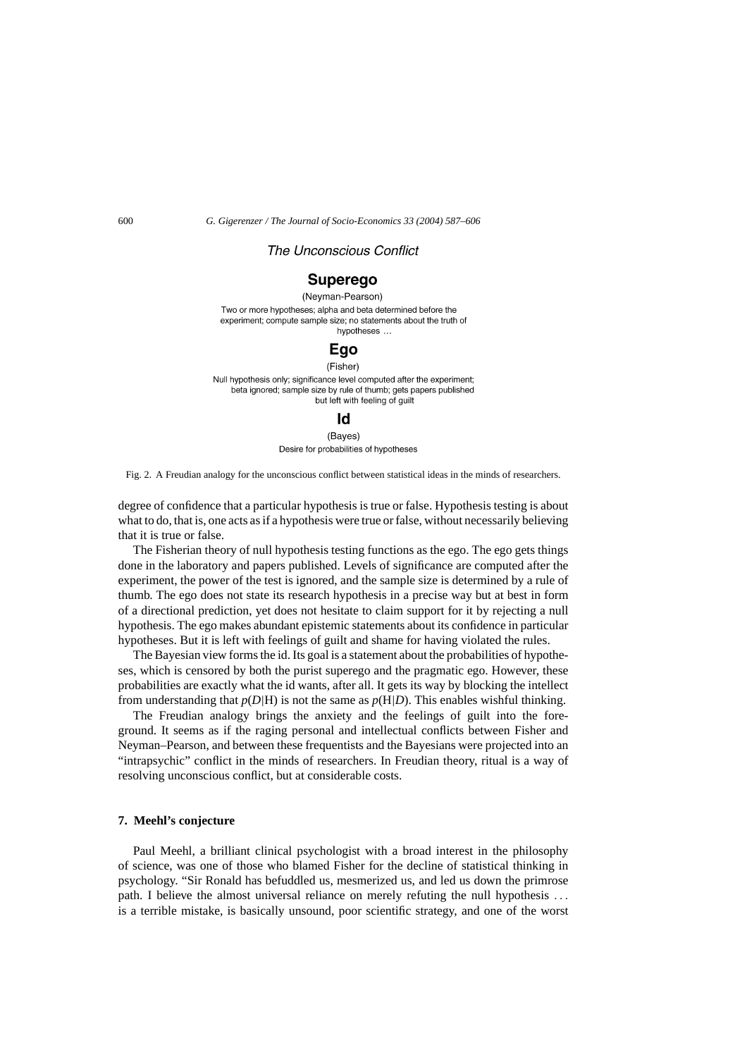*The Unconscious Conflict*

**Superego**

(Neyman-Pearson)

Two or more hypotheses; alpha and beta determined before the experiment; compute sample size; no statements about the truth of hypotheses …

**Ego**

(Fisher)

Null hypothesis only; significance level computed after the experiment; beta ignored; sample size by rule of thumb; gets papers published but left with feeling of guilt

**Id**

(Bayes)

Desire for probabilities of hypotheses

Fig. 2. A Freudian analogy for the unconscious conflict between statistical ideas in the minds of researchers.

degree of confidence that a particular hypothesis is true or false. Hypothesis testing is about what to do, that is, one acts as if a hypothesis were true or false, without necessarily believing that it is true or false.

The Fisherian theory of null hypothesis testing functions as the ego. The ego gets things done in the laboratory and papers published. Levels of significance are computed after the experiment, the power of the test is ignored, and the sample size is determined by a rule of thumb. The ego does not state its research hypothesis in a precise way but at best in form of a directional prediction, yet does not hesitate to claim support for it by rejecting a null hypothesis. The ego makes abundant epistemic statements about its confidence in particular hypotheses. But it is left with feelings of guilt and shame for having violated the rules.

The Bayesian view forms the id. Its goal is a statement about the probabilities of hypotheses, which is censored by both the purist superego and the pragmatic ego. However, these probabilities are exactly what the id wants, after all. It gets its way by blocking the intellect from understanding that $p(D|\mathrm{H})$ is not the same as $p(\mathrm{H}|D)$. This enables wishful thinking.

The Freudian analogy brings the anxiety and the feelings of guilt into the foreground. It seems as if the raging personal and intellectual conflicts between Fisher and Neyman–Pearson, and between these frequentists and the Bayesians were projected into an "intrapsychic" conflict in the minds of researchers. In Freudian theory, ritual is a way of resolving unconscious conflict, but at considerable costs.

## 7. Meehl's conjecture

Paul Meehl, a brilliant clinical psychologist with a broad interest in the philosophy of science, was one of those who blamed Fisher for the decline of statistical thinking in psychology. "Sir Ronald has befuddled us, mesmerized us, and led us down the primrose path. I believe the almost universal reliance on merely refuting the null hypothesis . . . is a terrible mistake, is basically unsound, poor scientific strategy, and one of the worst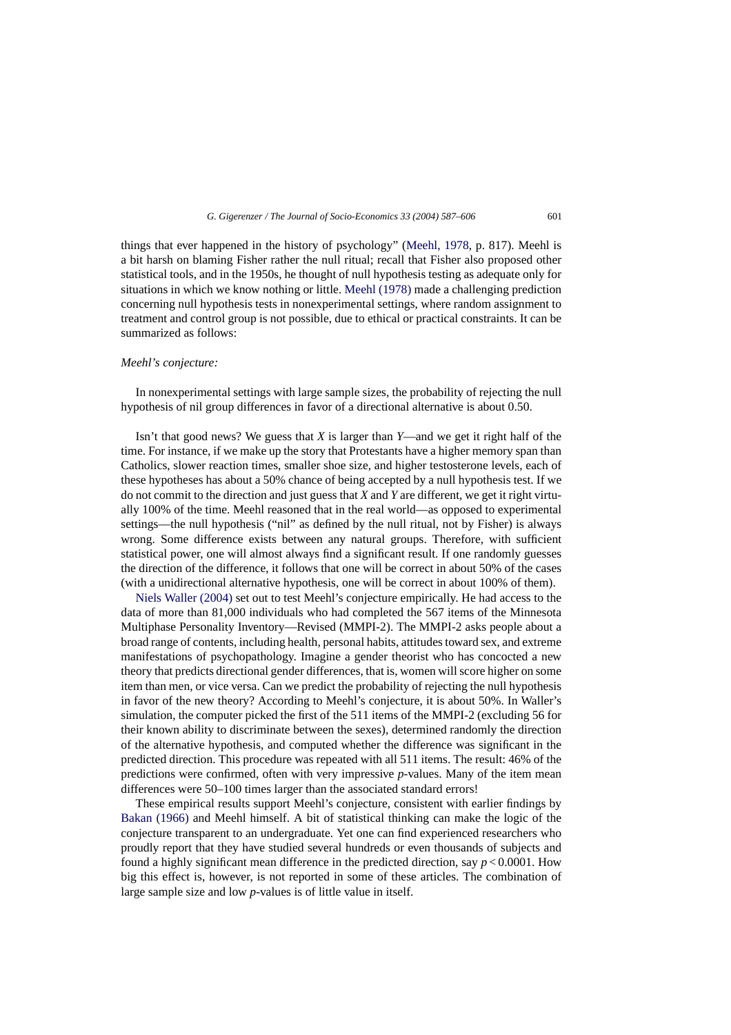things that ever happened in the history of psychology" (Meehl, 1978, p. 817). Meehl is a bit harsh on blaming Fisher rather the null ritual; recall that Fisher also proposed other statistical tools, and in the 1950s, he thought of null hypothesis testing as adequate only for situations in which we know nothing or little. Meehl (1978) made a challenging prediction concerning null hypothesis tests in nonexperimental settings, where random assignment to treatment and control group is not possible, due to ethical or practical constraints. It can be summarized as follows:

*Meehl's conjecture:*

In nonexperimental settings with large sample sizes, the probability of rejecting the null hypothesis of nil group differences in favor of a directional alternative is about 0.50.

Isn't that good news? We guess that $X$ is larger than $Y$—and we get it right half of the time. For instance, if we make up the story that Protestants have a higher memory span than Catholics, slower reaction times, smaller shoe size, and higher testosterone levels, each of these hypotheses has about a 50% chance of being accepted by a null hypothesis test. If we do not commit to the direction and just guess that $X$ and $Y$ are different, we get it right virtually 100% of the time. Meehl reasoned that in the real world—as opposed to experimental settings—the null hypothesis ("nil" as defined by the null ritual, not by Fisher) is always wrong. Some difference exists between any natural groups. Therefore, with sufficient statistical power, one will almost always find a significant result. If one randomly guesses the direction of the difference, it follows that one will be correct in about 50% of the cases (with a unidirectional alternative hypothesis, one will be correct in about 100% of them).

Niels Waller (2004) set out to test Meehl's conjecture empirically. He had access to the data of more than 81,000 individuals who had completed the 567 items of the Minnesota Multiphase Personality Inventory—Revised (MMPI-2). The MMPI-2 asks people about a broad range of contents, including health, personal habits, attitudes toward sex, and extreme manifestations of psychopathology. Imagine a gender theorist who has concocted a new theory that predicts directional gender differences, that is, women will score higher on some item than men, or vice versa. Can we predict the probability of rejecting the null hypothesis in favor of the new theory? According to Meehl's conjecture, it is about 50%. In Waller's simulation, the computer picked the first of the 511 items of the MMPI-2 (excluding 56 for their known ability to discriminate between the sexes), determined randomly the direction of the alternative hypothesis, and computed whether the difference was significant in the predicted direction. This procedure was repeated with all 511 items. The result: 46% of the predictions were confirmed, often with very impressive $p$-values. Many of the item mean differences were 50–100 times larger than the associated standard errors!

These empirical results support Meehl's conjecture, consistent with earlier findings by Bakan (1966) and Meehl himself. A bit of statistical thinking can make the logic of the conjecture transparent to an undergraduate. Yet one can find experienced researchers who proudly report that they have studied several hundreds or even thousands of subjects and found a highly significant mean difference in the predicted direction, say $p < 0.0001$. How big this effect is, however, is not reported in some of these articles. The combination of large sample size and low $p$-values is of little value in itself.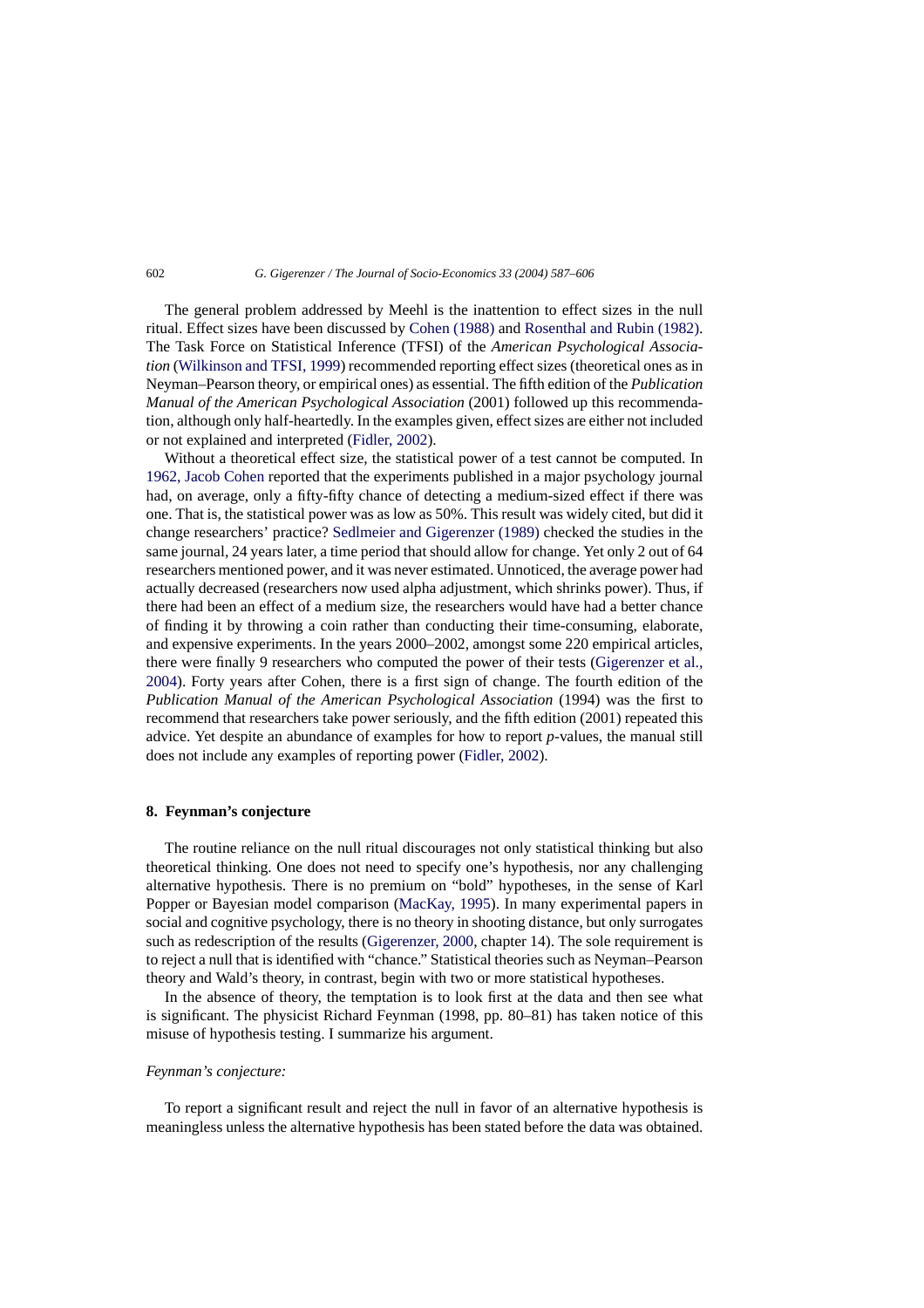The general problem addressed by Meehl is the inattention to effect sizes in the null ritual. Effect sizes have been discussed by Cohen (1988) and Rosenthal and Rubin (1982). The Task Force on Statistical Inference (TFSI) of the *American Psychological Association* (Wilkinson and TFSI, 1999) recommended reporting effect sizes (theoretical ones as in Neyman–Pearson theory, or empirical ones) as essential. The fifth edition of the *Publication Manual of the American Psychological Association* (2001) followed up this recommendation, although only half-heartedly. In the examples given, effect sizes are either not included or not explained and interpreted (Fidler, 2002).

Without a theoretical effect size, the statistical power of a test cannot be computed. In 1962, Jacob Cohen reported that the experiments published in a major psychology journal had, on average, only a fifty-fifty chance of detecting a medium-sized effect if there was one. That is, the statistical power was as low as 50%. This result was widely cited, but did it change researchers' practice? Sedlmeier and Gigerenzer (1989) checked the studies in the same journal, 24 years later, a time period that should allow for change. Yet only 2 out of 64 researchers mentioned power, and it was never estimated. Unnoticed, the average power had actually decreased (researchers now used alpha adjustment, which shrinks power). Thus, if there had been an effect of a medium size, the researchers would have had a better chance of finding it by throwing a coin rather than conducting their time-consuming, elaborate, and expensive experiments. In the years 2000–2002, amongst some 220 empirical articles, there were finally 9 researchers who computed the power of their tests (Gigerenzer et al., 2004). Forty years after Cohen, there is a first sign of change. The fourth edition of the *Publication Manual of the American Psychological Association* (1994) was the first to recommend that researchers take power seriously, and the fifth edition (2001) repeated this advice. Yet despite an abundance of examples for how to report *p*-values, the manual still does not include any examples of reporting power (Fidler, 2002).

## 8. Feynman's conjecture

The routine reliance on the null ritual discourages not only statistical thinking but also theoretical thinking. One does not need to specify one's hypothesis, nor any challenging alternative hypothesis. There is no premium on "bold" hypotheses, in the sense of Karl Popper or Bayesian model comparison (MacKay, 1995). In many experimental papers in social and cognitive psychology, there is no theory in shooting distance, but only surrogates such as redescription of the results (Gigerenzer, 2000, chapter 14). The sole requirement is to reject a null that is identified with "chance." Statistical theories such as Neyman–Pearson theory and Wald's theory, in contrast, begin with two or more statistical hypotheses.

In the absence of theory, the temptation is to look first at the data and then see what is significant. The physicist Richard Feynman (1998, pp. 80–81) has taken notice of this misuse of hypothesis testing. I summarize his argument.

*Feynman's conjecture:*

To report a significant result and reject the null in favor of an alternative hypothesis is meaningless unless the alternative hypothesis has been stated before the data was obtained.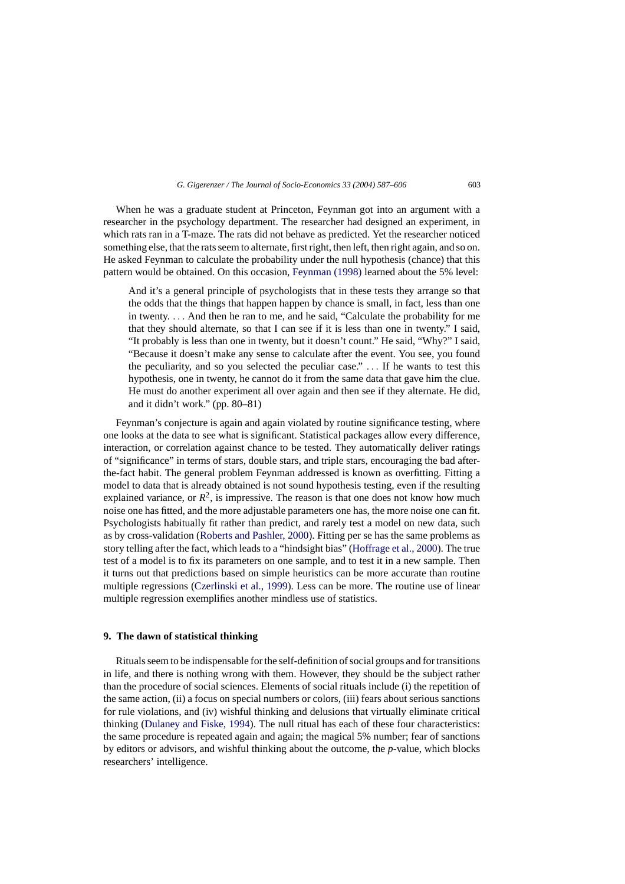When he was a graduate student at Princeton, Feynman got into an argument with a researcher in the psychology department. The researcher had designed an experiment, in which rats ran in a T-maze. The rats did not behave as predicted. Yet the researcher noticed something else, that the rats seem to alternate, first right, then left, then right again, and so on. He asked Feynman to calculate the probability under the null hypothesis (chance) that this pattern would be obtained. On this occasion, Feynman (1998) learned about the 5% level:

> And it's a general principle of psychologists that in these tests they arrange so that the odds that the things that happen happen by chance is small, in fact, less than one in twenty. . . . And then he ran to me, and he said, "Calculate the probability for me that they should alternate, so that I can see if it is less than one in twenty." I said, "It probably is less than one in twenty, but it doesn't count." He said, "Why?" I said, "Because it doesn't make any sense to calculate after the event. You see, you found the peculiarity, and so you selected the peculiar case." . . . If he wants to test this hypothesis, one in twenty, he cannot do it from the same data that gave him the clue. He must do another experiment all over again and then see if they alternate. He did, and it didn't work." (pp. 80–81)

Feynman's conjecture is again and again violated by routine significance testing, where one looks at the data to see what is significant. Statistical packages allow every difference, interaction, or correlation against chance to be tested. They automatically deliver ratings of "significance" in terms of stars, double stars, and triple stars, encouraging the bad after-the-fact habit. The general problem Feynman addressed is known as overfitting. Fitting a model to data that is already obtained is not sound hypothesis testing, even if the resulting explained variance, or $R^2$, is impressive. The reason is that one does not know how much noise one has fitted, and the more adjustable parameters one has, the more noise one can fit. Psychologists habitually fit rather than predict, and rarely test a model on new data, such as by cross-validation (Roberts and Pashler, 2000). Fitting per se has the same problems as story telling after the fact, which leads to a "hindsight bias" (Hoffrage et al., 2000). The true test of a model is to fix its parameters on one sample, and to test it in a new sample. Then it turns out that predictions based on simple heuristics can be more accurate than routine multiple regressions (Czerlinski et al., 1999). Less can be more. The routine use of linear multiple regression exemplifies another mindless use of statistics.

## 9. The dawn of statistical thinking

Rituals seem to be indispensable for the self-definition of social groups and for transitions in life, and there is nothing wrong with them. However, they should be the subject rather than the procedure of social sciences. Elements of social rituals include (i) the repetition of the same action, (ii) a focus on special numbers or colors, (iii) fears about serious sanctions for rule violations, and (iv) wishful thinking and delusions that virtually eliminate critical thinking (Dulaney and Fiske, 1994). The null ritual has each of these four characteristics: the same procedure is repeated again and again; the magical 5% number; fear of sanctions by editors or advisors, and wishful thinking about the outcome, the *p*-value, which blocks researchers' intelligence.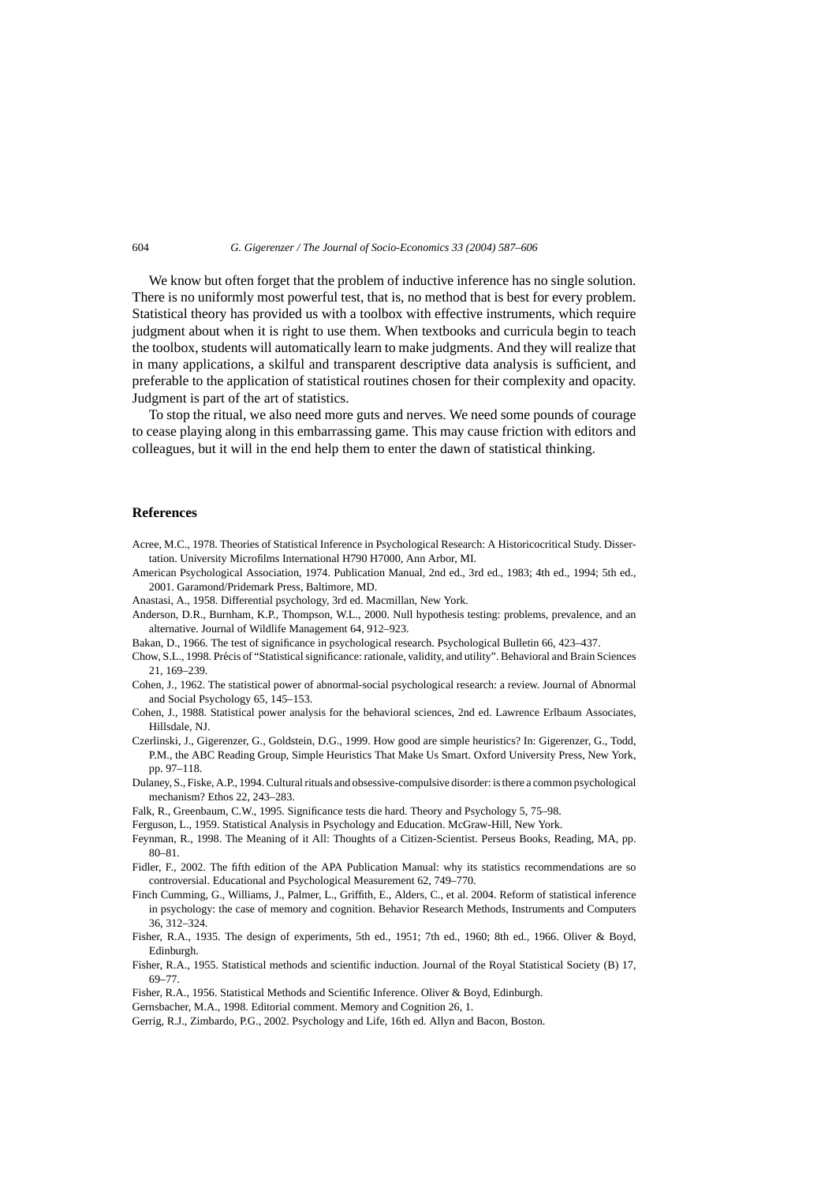We know but often forget that the problem of inductive inference has no single solution. There is no uniformly most powerful test, that is, no method that is best for every problem. Statistical theory has provided us with a toolbox with effective instruments, which require judgment about when it is right to use them. When textbooks and curricula begin to teach the toolbox, students will automatically learn to make judgments. And they will realize that in many applications, a skilful and transparent descriptive data analysis is sufficient, and preferable to the application of statistical routines chosen for their complexity and opacity. Judgment is part of the art of statistics.

To stop the ritual, we also need more guts and nerves. We need some pounds of courage to cease playing along in this embarrassing game. This may cause friction with editors and colleagues, but it will in the end help them to enter the dawn of statistical thinking.

## References

Acree, M.C., 1978. Theories of Statistical Inference in Psychological Research: A Historicocritical Study. Dissertation. University Microfilms International H790 H7000, Ann Arbor, MI.

American Psychological Association, 1974. Publication Manual, 2nd ed., 3rd ed., 1983; 4th ed., 1994; 5th ed., 2001. Garamond/Pridemark Press, Baltimore, MD.

Anastasi, A., 1958. Differential psychology, 3rd ed. Macmillan, New York.

Anderson, D.R., Burnham, K.P., Thompson, W.L., 2000. Null hypothesis testing: problems, prevalence, and an alternative. Journal of Wildlife Management 64, 912–923.

Bakan, D., 1966. The test of significance in psychological research. Psychological Bulletin 66, 423–437.

Chow, S.L., 1998. Précis of "Statistical significance: rationale, validity, and utility". Behavioral and Brain Sciences 21, 169–239.

Cohen, J., 1962. The statistical power of abnormal-social psychological research: a review. Journal of Abnormal and Social Psychology 65, 145–153.

Cohen, J., 1988. Statistical power analysis for the behavioral sciences, 2nd ed. Lawrence Erlbaum Associates, Hillsdale, NJ.

Czerlinski, J., Gigerenzer, G., Goldstein, D.G., 1999. How good are simple heuristics? In: Gigerenzer, G., Todd, P.M., the ABC Reading Group, Simple Heuristics That Make Us Smart. Oxford University Press, New York, pp. 97–118.

Dulaney, S., Fiske, A.P., 1994. Cultural rituals and obsessive-compulsive disorder: is there a common psychological mechanism? Ethos 22, 243–283.

Falk, R., Greenbaum, C.W., 1995. Significance tests die hard. Theory and Psychology 5, 75–98.

Ferguson, L., 1959. Statistical Analysis in Psychology and Education. McGraw-Hill, New York.

Feynman, R., 1998. The Meaning of it All: Thoughts of a Citizen-Scientist. Perseus Books, Reading, MA, pp. 80–81.

Fidler, F., 2002. The fifth edition of the APA Publication Manual: why its statistics recommendations are so controversial. Educational and Psychological Measurement 62, 749–770.

Finch Cumming, G., Williams, J., Palmer, L., Griffith, E., Alders, C., et al. 2004. Reform of statistical inference in psychology: the case of memory and cognition. Behavior Research Methods, Instruments and Computers 36, 312–324.

Fisher, R.A., 1935. The design of experiments, 5th ed., 1951; 7th ed., 1960; 8th ed., 1966. Oliver & Boyd, Edinburgh.

Fisher, R.A., 1955. Statistical methods and scientific induction. Journal of the Royal Statistical Society (B) 17, 69–77.

Fisher, R.A., 1956. Statistical Methods and Scientific Inference. Oliver & Boyd, Edinburgh.

Gernsbacher, M.A., 1998. Editorial comment. Memory and Cognition 26, 1.

Gerrig, R.J., Zimbardo, P.G., 2002. Psychology and Life, 16th ed. Allyn and Bacon, Boston.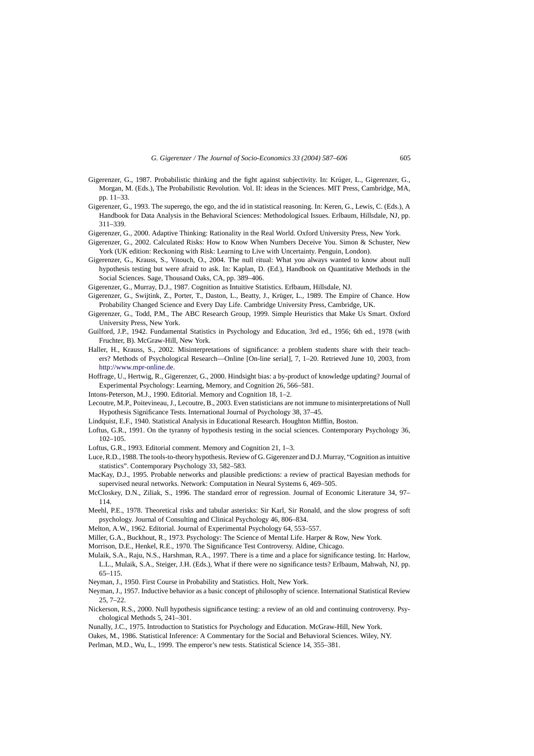Gigerenzer, G., 1987. Probabilistic thinking and the fight against subjectivity. In: Krüger, L., Gigerenzer, G., Morgan, M. (Eds.), The Probabilistic Revolution. Vol. II: ideas in the Sciences. MIT Press, Cambridge, MA, pp. 11–33.

Gigerenzer, G., 1993. The superego, the ego, and the id in statistical reasoning. In: Keren, G., Lewis, C. (Eds.), A Handbook for Data Analysis in the Behavioral Sciences: Methodological Issues. Erlbaum, Hillsdale, NJ, pp. 311–339.

Gigerenzer, G., 2000. Adaptive Thinking: Rationality in the Real World. Oxford University Press, New York.

Gigerenzer, G., 2002. Calculated Risks: How to Know When Numbers Deceive You. Simon & Schuster, New York (UK edition: Reckoning with Risk: Learning to Live with Uncertainty. Penguin, London).

Gigerenzer, G., Krauss, S., Vitouch, O., 2004. The null ritual: What you always wanted to know about null hypothesis testing but were afraid to ask. In: Kaplan, D. (Ed.), Handbook on Quantitative Methods in the Social Sciences. Sage, Thousand Oaks, CA, pp. 389–406.

Gigerenzer, G., Murray, D.J., 1987. Cognition as Intuitive Statistics. Erlbaum, Hillsdale, NJ.

Gigerenzer, G., Swijtink, Z., Porter, T., Daston, L., Beatty, J., Krüger, L., 1989. The Empire of Chance. How Probability Changed Science and Every Day Life. Cambridge University Press, Cambridge, UK.

Gigerenzer, G., Todd, P.M., The ABC Research Group, 1999. Simple Heuristics that Make Us Smart. Oxford University Press, New York.

Guilford, J.P., 1942. Fundamental Statistics in Psychology and Education, 3rd ed., 1956; 6th ed., 1978 (with Fruchter, B). McGraw-Hill, New York.

Haller, H., Krauss, S., 2002. Misinterpretations of significance: a problem students share with their teachers? Methods of Psychological Research—Online [On-line serial], 7, 1–20. Retrieved June 10, 2003, from http://www.mpr-online.de.

Hoffrage, U., Hertwig, R., Gigerenzer, G., 2000. Hindsight bias: a by-product of knowledge updating? Journal of Experimental Psychology: Learning, Memory, and Cognition 26, 566–581.

Intons-Peterson, M.J., 1990. Editorial. Memory and Cognition 18, 1–2.

Lecoutre, M.P., Poitevineau, J., Lecoutre, B., 2003. Even statisticians are not immune to misinterpretations of Null Hypothesis Significance Tests. International Journal of Psychology 38, 37–45.

Lindquist, E.F., 1940. Statistical Analysis in Educational Research. Houghton Mifflin, Boston.

Loftus, G.R., 1991. On the tyranny of hypothesis testing in the social sciences. Contemporary Psychology 36, 102–105.

Loftus, G.R., 1993. Editorial comment. Memory and Cognition 21, 1–3.

Luce, R.D., 1988. The tools-to-theory hypothesis. Review of G. Gigerenzer and D.J. Murray, "Cognition as intuitive statistics". Contemporary Psychology 33, 582–583.

MacKay, D.J., 1995. Probable networks and plausible predictions: a review of practical Bayesian methods for supervised neural networks. Network: Computation in Neural Systems 6, 469–505.

McCloskey, D.N., Ziliak, S., 1996. The standard error of regression. Journal of Economic Literature 34, 97–114.

Meehl, P.E., 1978. Theoretical risks and tabular asterisks: Sir Karl, Sir Ronald, and the slow progress of soft psychology. Journal of Consulting and Clinical Psychology 46, 806–834.

Melton, A.W., 1962. Editorial. Journal of Experimental Psychology 64, 553–557.

Miller, G.A., Buckhout, R., 1973. Psychology: The Science of Mental Life. Harper & Row, New York.

Morrison, D.E., Henkel, R.E., 1970. The Significance Test Controversy. Aldine, Chicago.

Mulaik, S.A., Raju, N.S., Harshman, R.A., 1997. There is a time and a place for significance testing. In: Harlow, L.L., Mulaik, S.A., Steiger, J.H. (Eds.), What if there were no significance tests? Erlbaum, Mahwah, NJ, pp. 65–115.

Neyman, J., 1950. First Course in Probability and Statistics. Holt, New York.

Neyman, J., 1957. Inductive behavior as a basic concept of philosophy of science. International Statistical Review 25, 7–22.

Nickerson, R.S., 2000. Null hypothesis significance testing: a review of an old and continuing controversy. Psychological Methods 5, 241–301.

Nunally, J.C., 1975. Introduction to Statistics for Psychology and Education. McGraw-Hill, New York.

Oakes, M., 1986. Statistical Inference: A Commentary for the Social and Behavioral Sciences. Wiley, NY.

Perlman, M.D., Wu, L., 1999. The emperor's new tests. Statistical Science 14, 355–381.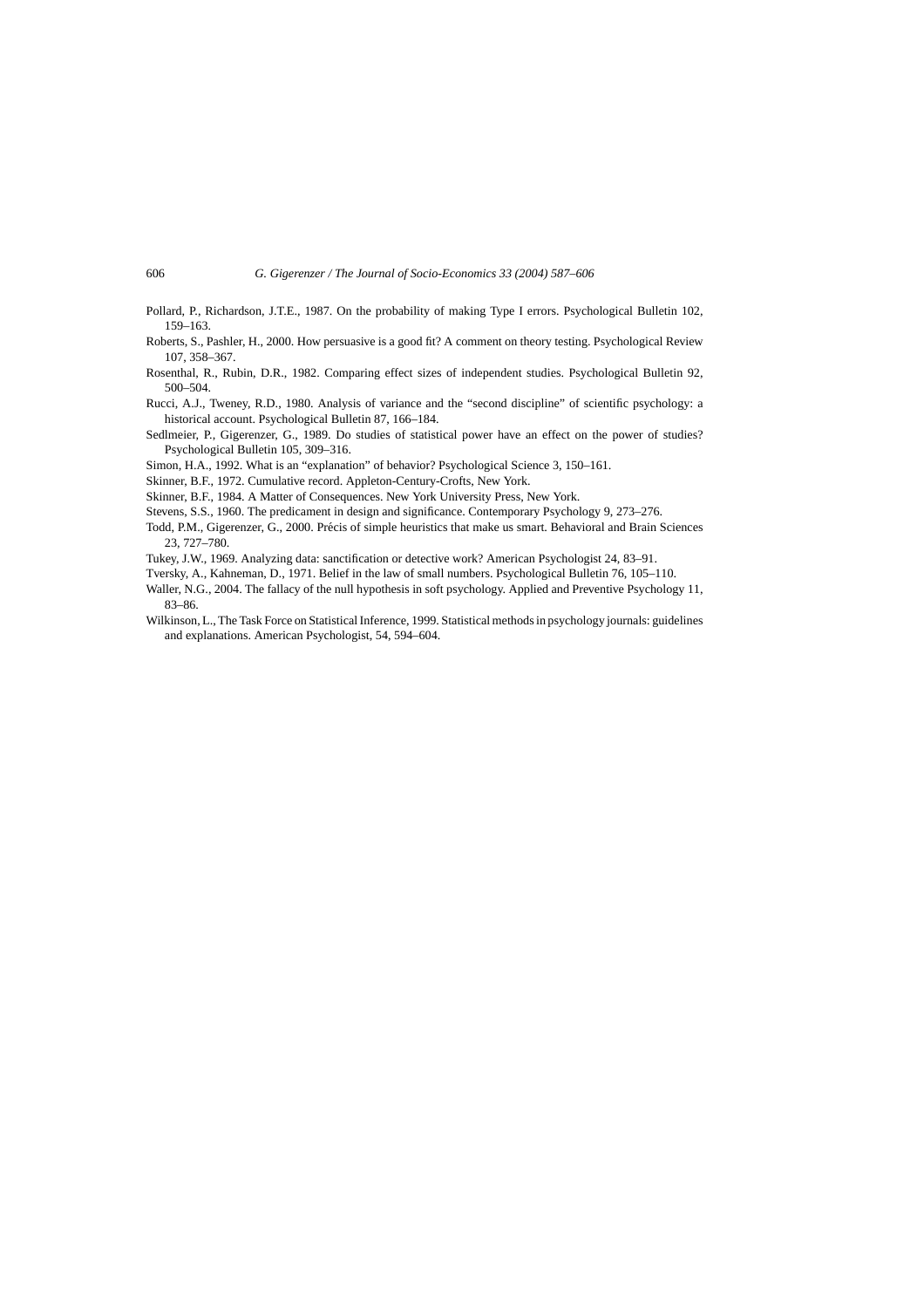Pollard, P., Richardson, J.T.E., 1987. On the probability of making Type I errors. Psychological Bulletin 102, 159–163.

Roberts, S., Pashler, H., 2000. How persuasive is a good fit? A comment on theory testing. Psychological Review 107, 358–367.

Rosenthal, R., Rubin, D.R., 1982. Comparing effect sizes of independent studies. Psychological Bulletin 92, 500–504.

Rucci, A.J., Tweney, R.D., 1980. Analysis of variance and the "second discipline" of scientific psychology: a historical account. Psychological Bulletin 87, 166–184.

Sedlmeier, P., Gigerenzer, G., 1989. Do studies of statistical power have an effect on the power of studies? Psychological Bulletin 105, 309–316.

Simon, H.A., 1992. What is an "explanation" of behavior? Psychological Science 3, 150–161.

Skinner, B.F., 1972. Cumulative record. Appleton-Century-Crofts, New York.

Skinner, B.F., 1984. A Matter of Consequences. New York University Press, New York.

Stevens, S.S., 1960. The predicament in design and significance. Contemporary Psychology 9, 273–276.

Todd, P.M., Gigerenzer, G., 2000. Précis of simple heuristics that make us smart. Behavioral and Brain Sciences 23, 727–780.

Tukey, J.W., 1969. Analyzing data: sanctification or detective work? American Psychologist 24, 83–91.

Tversky, A., Kahneman, D., 1971. Belief in the law of small numbers. Psychological Bulletin 76, 105–110.

Waller, N.G., 2004. The fallacy of the null hypothesis in soft psychology. Applied and Preventive Psychology 11, 83–86.

Wilkinson, L., The Task Force on Statistical Inference, 1999. Statistical methods in psychology journals: guidelines and explanations. American Psychologist, 54, 594–604.